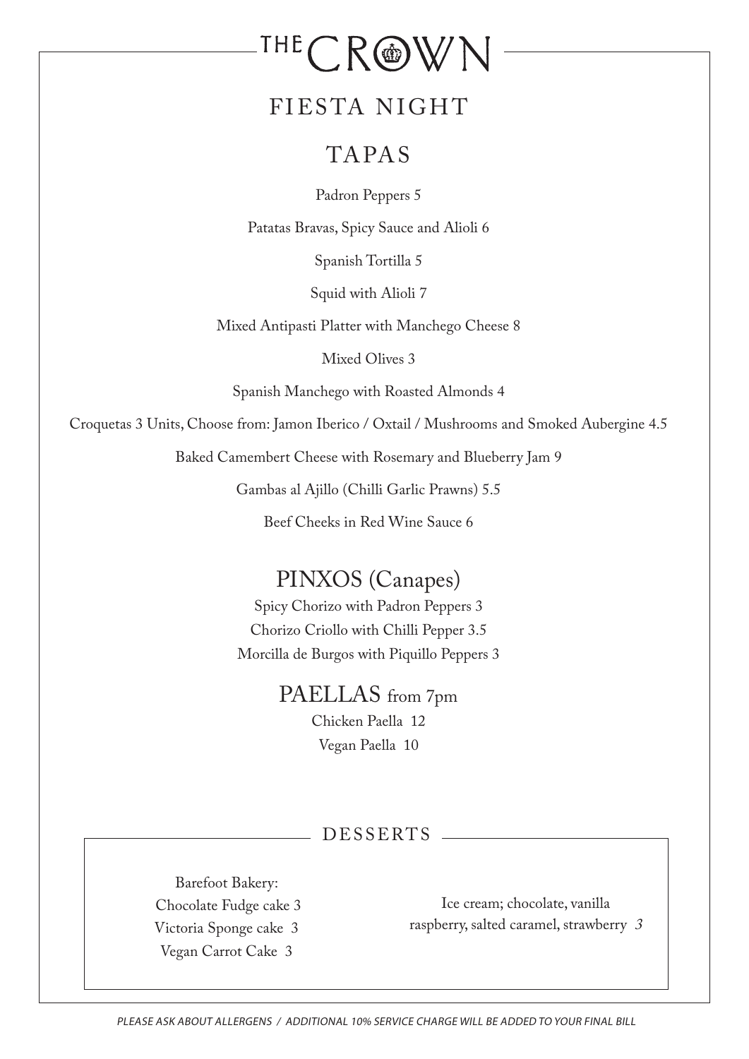# THE CROWN

## FIESTA NIGHT

## TAPAS

Padron Peppers 5

Patatas Bravas, Spicy Sauce and Alioli 6

Spanish Tortilla 5

Squid with Alioli 7

Mixed Antipasti Platter with Manchego Cheese 8

Mixed Olives 3

Spanish Manchego with Roasted Almonds 4

Croquetas 3 Units, Choose from: Jamon Iberico / Oxtail / Mushrooms and Smoked Aubergine 4.5

Baked Camembert Cheese with Rosemary and Blueberry Jam 9

Gambas al Ajillo (Chilli Garlic Prawns) 5.5

Beef Cheeks in Red Wine Sauce 6

## PINXOS (Canapes)

Spicy Chorizo with Padron Peppers 3

Chorizo Criollo with Chilli Pepper 3.5

Morcilla de Burgos with Piquillo Peppers 3

## PAELLAS from 7pm

Chicken Paella 12

Vegan Paella 10

## DESSERTS

Barefoot Bakery:

Chocolate Fudge cake 3

Victoria Sponge cake 3

Vegan Carrot Cake 3

Ice cream; chocolate, vanilla raspberry, salted caramel, strawberry *3*

*PLEASE ASK ABOUT ALLERGENS / ADDITIONAL 10% SERVICE CHARGE WILL BE ADDED TO YOUR FINAL BILL*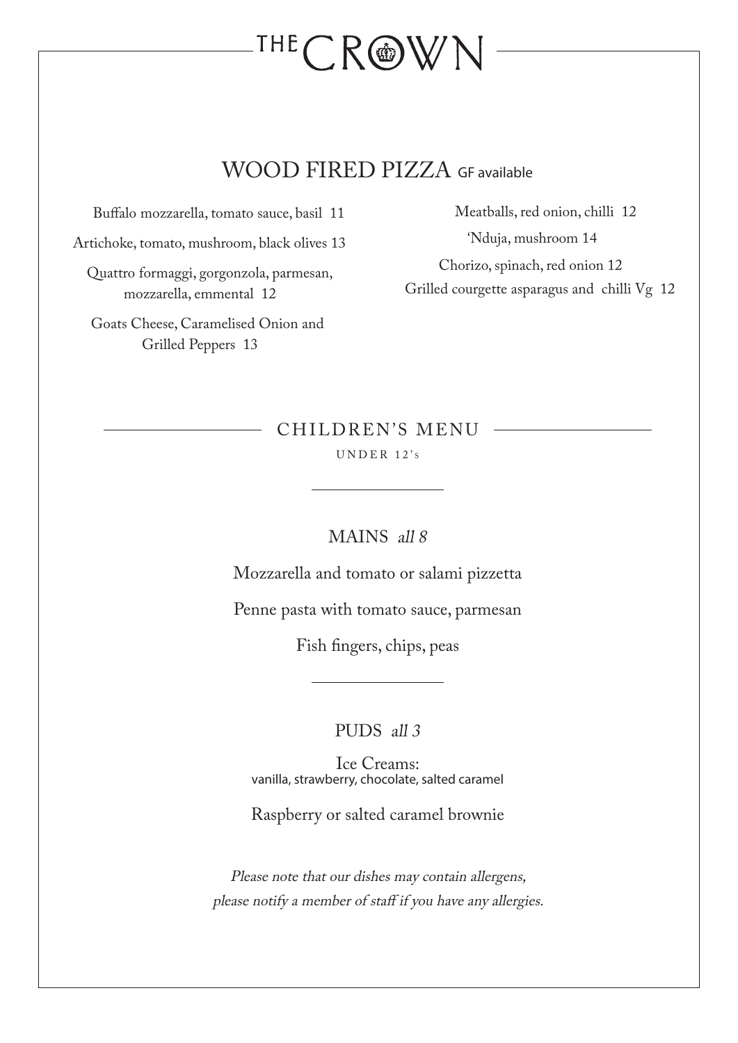# THE CROWN

## WOOD FIRED PIZZA GF available

Buffalo mozzarella, tomato sauce, basil 11

Artichoke, tomato, mushroom, black olives 13

Quattro formaggi, gorgonzola, parmesan, mozzarella, emmental 12

Goats Cheese, Caramelised Onion and Grilled Peppers 13

Meatballs, red onion, chilli 12

'Nduja, mushroom 14

Chorizo, spinach, red onion 12

Grilled courgette asparagus and chilli Vg 12

## CHILDREN'S MENU

UNDER 12's

### MAINS *all 8*

Mozzarella and tomato or salami pizzetta

Penne pasta with tomato sauce, parmesan

Fish fingers, chips, peas

### PUDS *all 3*

Ice Creams:
vanilla, strawberry, chocolate, salted caramel

Raspberry or salted caramel brownie

*Please note that our dishes may contain allergens, please notify a member of staff if you have any allergies.*